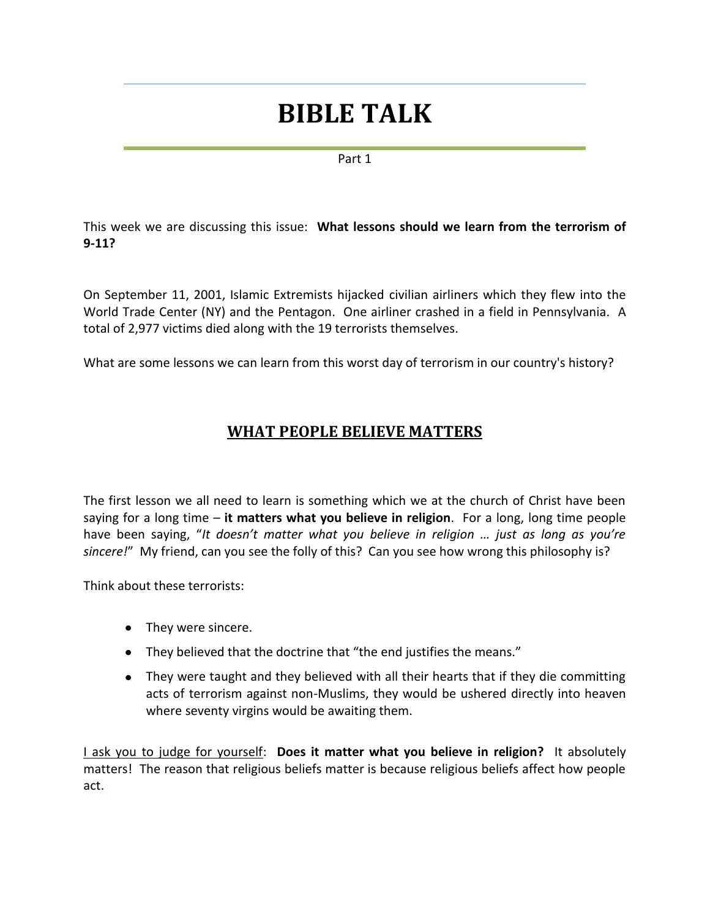# BIBLE TALK

Part 1

This week we are discussing this issue: **What lessons should we learn from the terrorism of 9-11?**

On September 11, 2001, Islamic Extremists hijacked civilian airliners which they flew into the World Trade Center (NY) and the Pentagon. One airliner crashed in a field in Pennsylvania. A total of 2,977 victims died along with the 19 terrorists themselves.

What are some lessons we can learn from this worst day of terrorism in our country's history?

## WHAT PEOPLE BELIEVE MATTERS

The first lesson we all need to learn is something which we at the church of Christ have been saying for a long time – **it matters what you believe in religion**. For a long, long time people have been saying, "*It doesn't matter what you believe in religion … just as long as you're sincere!*" My friend, can you see the folly of this? Can you see how wrong this philosophy is?

Think about these terrorists:

- They were sincere.
- They believed that the doctrine that "the end justifies the means."
- They were taught and they believed with all their hearts that if they die committing acts of terrorism against non-Muslims, they would be ushered directly into heaven where seventy virgins would be awaiting them.

I ask you to judge for yourself: **Does it matter what you believe in religion?** It absolutely matters! The reason that religious beliefs matter is because religious beliefs affect how people act.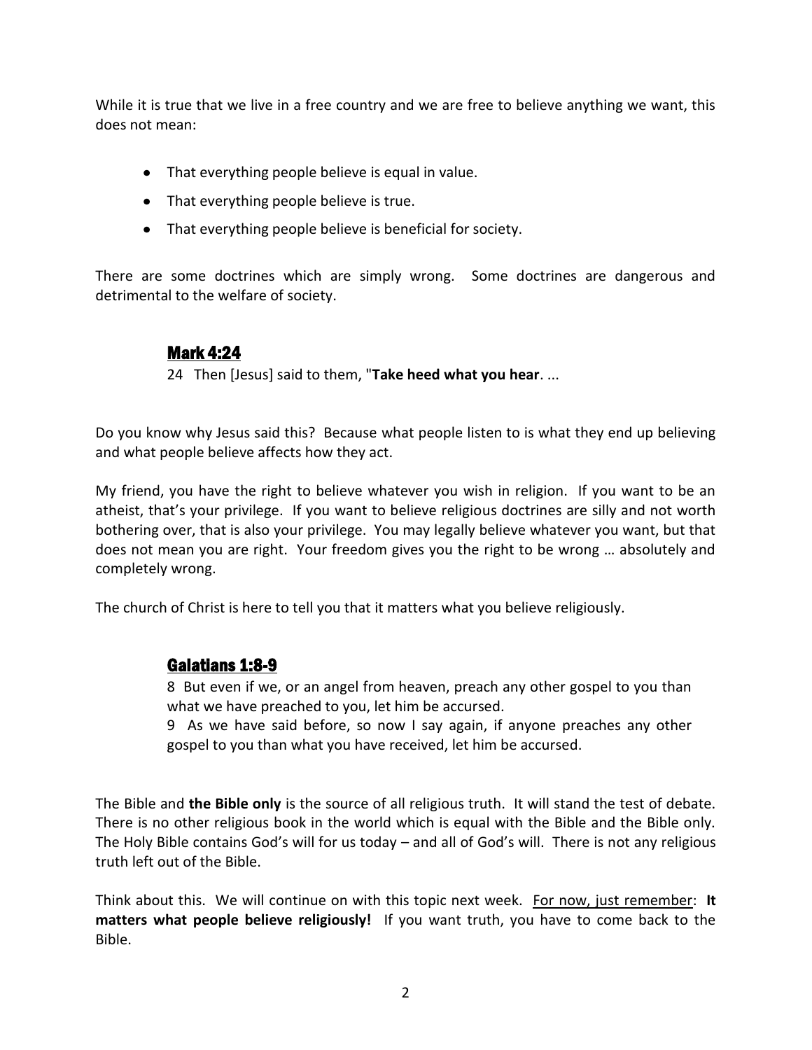While it is true that we live in a free country and we are free to believe anything we want, this does not mean:

- That everything people believe is equal in value.
- That everything people believe is true.
- That everything people believe is beneficial for society.

There are some doctrines which are simply wrong. Some doctrines are dangerous and detrimental to the welfare of society.

> **<u>Mark 4:24</u>**
>
> 24 Then [Jesus] said to them, "**Take heed what you hear**. ...

Do you know why Jesus said this? Because what people listen to is what they end up believing and what people believe affects how they act.

My friend, you have the right to believe whatever you wish in religion. If you want to be an atheist, that's your privilege. If you want to believe religious doctrines are silly and not worth bothering over, that is also your privilege. You may legally believe whatever you want, but that does not mean you are right. Your freedom gives you the right to be wrong … absolutely and completely wrong.

The church of Christ is here to tell you that it matters what you believe religiously.

> **<u>Galatians 1:8-9</u>**
>
> 8 But even if we, or an angel from heaven, preach any other gospel to you than what we have preached to you, let him be accursed.
> 9 As we have said before, so now I say again, if anyone preaches any other gospel to you than what you have received, let him be accursed.

The Bible and **the Bible only** is the source of all religious truth. It will stand the test of debate. There is no other religious book in the world which is equal with the Bible and the Bible only. The Holy Bible contains God's will for us today – and all of God's will. There is not any religious truth left out of the Bible.

Think about this. We will continue on with this topic next week. <u>For now, just remember</u>: **It matters what people believe religiously!** If you want truth, you have to come back to the Bible.